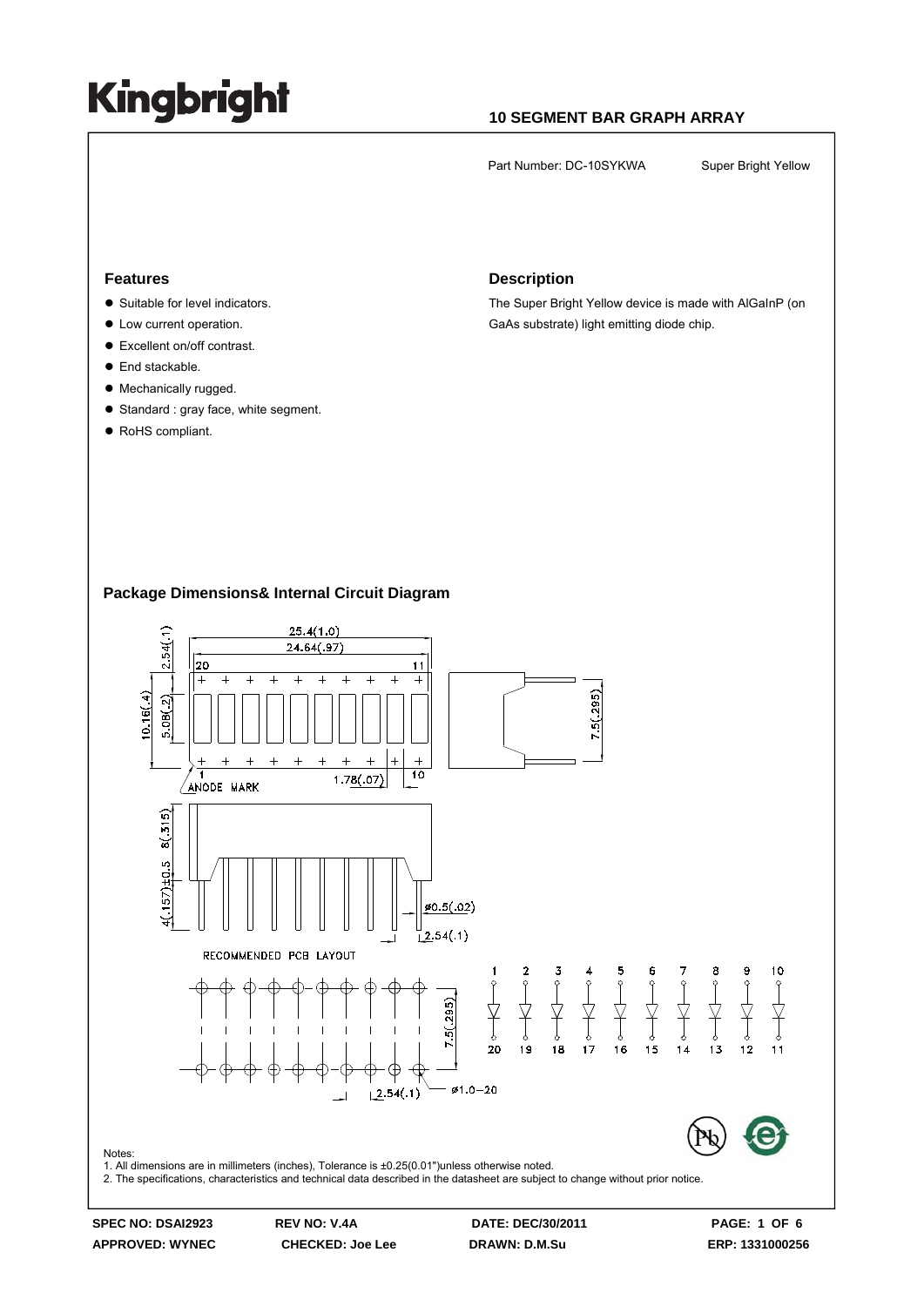# Kingbright

**10 SEGMENT BAR GRAPH ARRAY**

Part Number: DC-10SYKWA    Super Bright Yellow

## Features

- Suitable for level indicators.
- Low current operation.
- Excellent on/off contrast.
- End stackable.
- Mechanically rugged.
- Standard : gray face, white segment.
- RoHS compliant.

## Description

The Super Bright Yellow device is made with AlGaInP (on GaAs substrate) light emitting diode chip.

## Package Dimensions& Internal Circuit Diagram

25.4(1.0)
24.64(.97)
2.54(.1)
10.16(.4)
5.08(.2)
20
11
1
10
ANODE MARK
1.78(.07)
7.5(.295)
8(.315)
4(.157)±0.5
ø0.5(.02)
2.54(.1)

RECOMMENDED PCB LAYOUT

7.5(.295)
2.54(.1)
ø1.0–20

1 2 3 4 5 6 7 8 9 10
20 19 18 17 16 15 14 13 12 11

Notes:
1. All dimensions are in millimeters (inches), Tolerance is ±0.25(0.01")unless otherwise noted.
2. The specifications, characteristics and technical data described in the datasheet are subject to change without prior notice.

| SPEC NO: DSAI2923 | REV NO: V.4A | DATE: DEC/30/2011 | PAGE: 1 OF 6 |
|---|---|---|---|
| APPROVED: WYNEC | CHECKED: Joe Lee | DRAWN: D.M.Su | ERP: 1331000256 |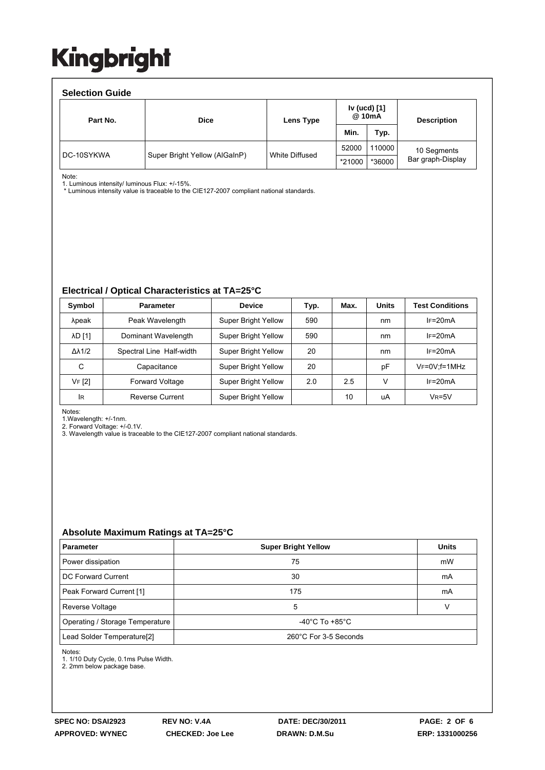# Kingbright

## Selection Guide

| Part No. | Dice | Lens Type | Iv (ucd) [1] @ 10mA | | Description |
|---|---|---|---|---|---|
| | | | Min. | Typ. | |
| DC-10SYKWA | Super Bright Yellow (AlGaInP) | White Diffused | 52000 | 110000 | 10 Segments Bar graph-Display |
| | | | *21000 | *36000 | |

Note:
1. Luminous intensity/ luminous Flux: +/-15%.
 * Luminous intensity value is traceable to the CIE127-2007 compliant national standards.

## Electrical / Optical Characteristics at TA=25°C

| Symbol | Parameter | Device | Typ. | Max. | Units | Test Conditions |
|---|---|---|---|---|---|---|
| λpeak | Peak Wavelength | Super Bright Yellow | 590 | | nm | $I_F$=20mA |
| λD [1] | Dominant Wavelength | Super Bright Yellow | 590 | | nm | $I_F$=20mA |
| Δλ1/2 | Spectral Line Half-width | Super Bright Yellow | 20 | | nm | $I_F$=20mA |
| C | Capacitance | Super Bright Yellow | 20 | | pF | $V_F$=0V;f=1MHz |
| $V_F$ [2] | Forward Voltage | Super Bright Yellow | 2.0 | 2.5 | V | $I_F$=20mA |
| $I_R$ | Reverse Current | Super Bright Yellow | | 10 | uA | $V_R$=5V |

Notes:
1.Wavelength: +/-1nm.
2. Forward Voltage: +/-0.1V.
3. Wavelength value is traceable to the CIE127-2007 compliant national standards.

## Absolute Maximum Ratings at TA=25°C

| Parameter | Super Bright Yellow | Units |
|---|---|---|
| Power dissipation | 75 | mW |
| DC Forward Current | 30 | mA |
| Peak Forward Current [1] | 175 | mA |
| Reverse Voltage | 5 | V |
| Operating / Storage Temperature | -40°C To +85°C | |
| Lead Solder Temperature[2] | 260°C For 3-5 Seconds | |

Notes:
1. 1/10 Duty Cycle, 0.1ms Pulse Width.
2. 2mm below package base.

SPEC NO: DSAI2923 REV NO: V.4A DATE: DEC/30/2011
APPROVED: WYNEC CHECKED: Joe Lee DRAWN: D.M.Su ERP: 1331000256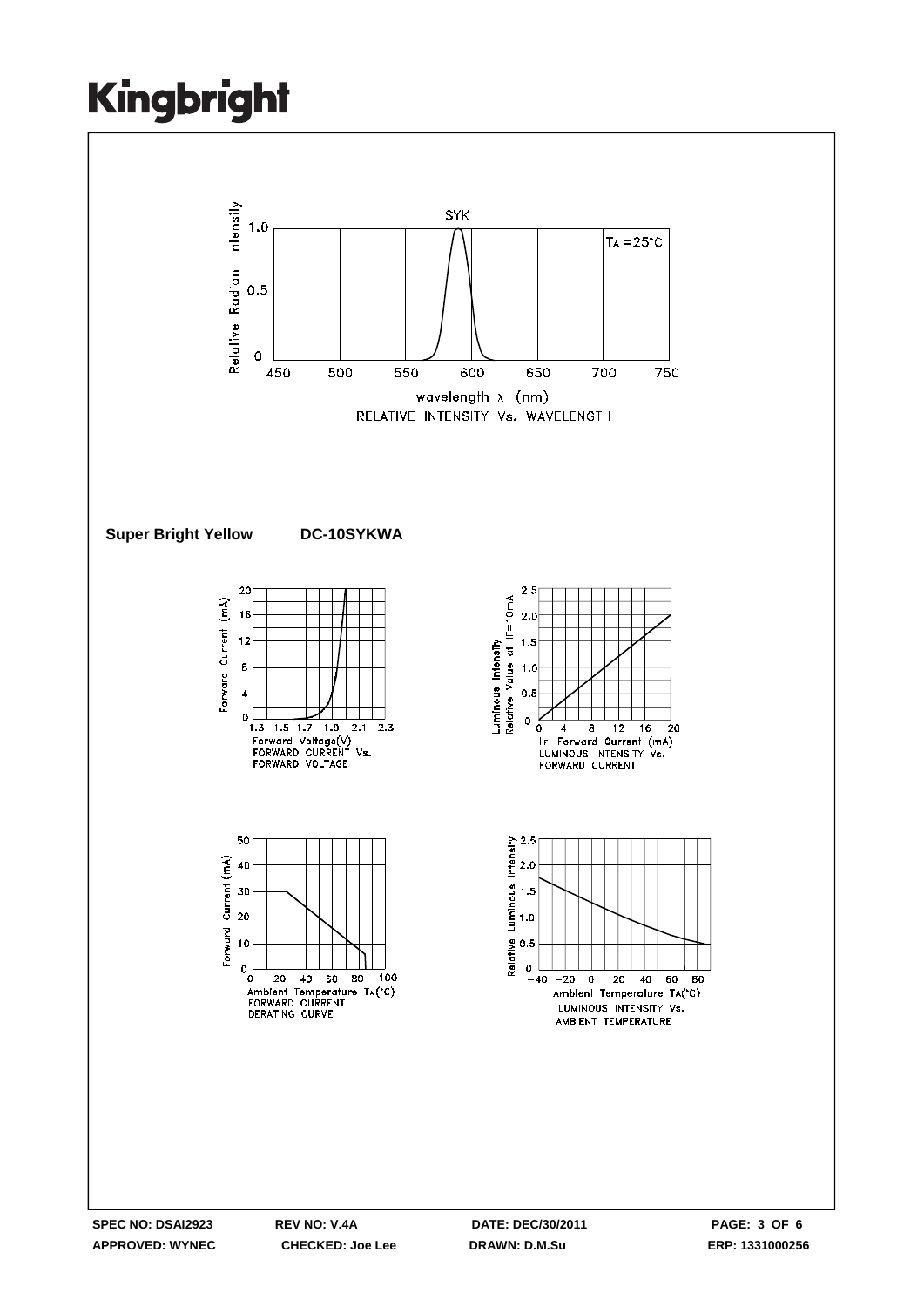RELATIVE INTENSITY Vs. WAVELENGTH

**Super Bright Yellow DC-10SYKWA**

FORWARD CURRENT Vs. FORWARD VOLTAGE

LUMINOUS INTENSITY Vs. FORWARD CURRENT

FORWARD CURRENT DERATING CURVE

LUMINOUS INTENSITY Vs. AMBIENT TEMPERATURE

**SPEC NO: DSAI2923** **REV NO: V.4A** **DATE: DEC/30/2011**
**APPROVED: WYNEC** **CHECKED: Joe Lee** **DRAWN: D.M.Su** **ERP: 1331000256**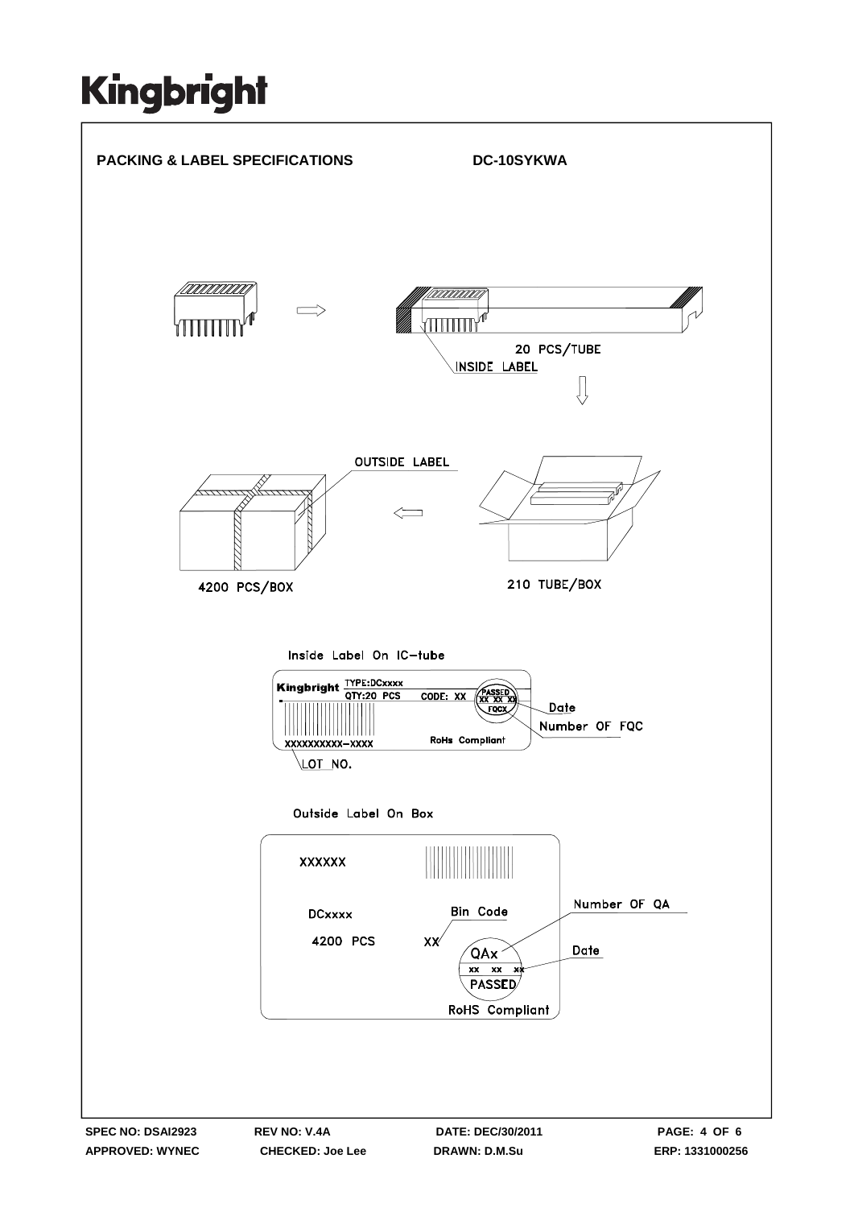# Kingbright

## PACKING & LABEL SPECIFICATIONS

**DC-10SYKWA**

20 PCS/TUBE

INSIDE LABEL

OUTSIDE LABEL

4200 PCS/BOX

210 TUBE/BOX

Inside Label On IC-tube

Kingbright TYPE:DCxxxx
QTY:20 PCS CODE: XX
PASSED XX XX XX FQCX
XXXXXXXXXX-XXXX
RoHs Compliant

Date

Number OF FQC

LOT NO.

Outside Label On Box

XXXXXX

DCxxxx

4200 PCS

Bin Code

XX

QAx
xx xx xx
PASSED

Number OF QA

Date

RoHS Compliant

SPEC NO: DSAI2923 REV NO: V.4A DATE: DEC/30/2011
APPROVED: WYNEC CHECKED: Joe Lee DRAWN: D.M.Su ERP: 1331000256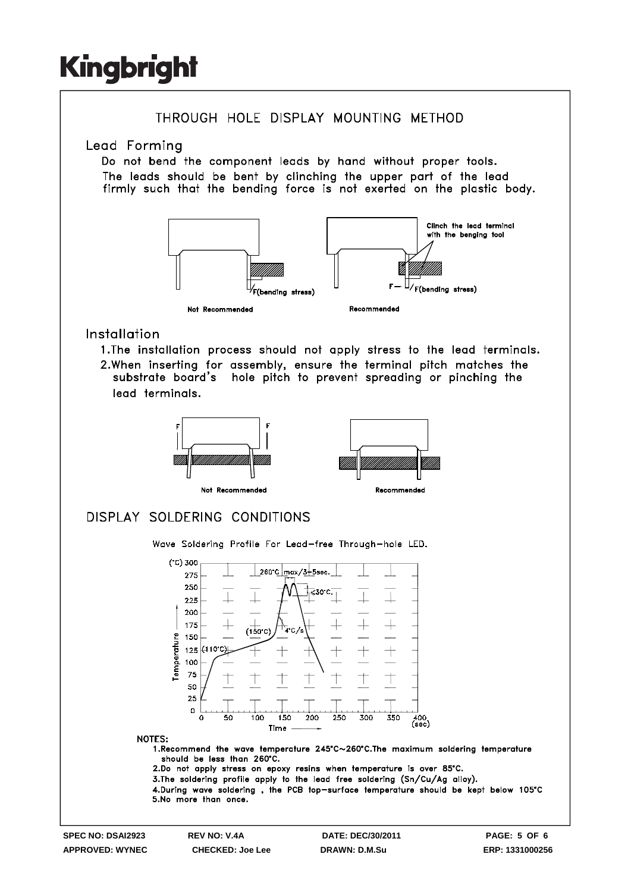# THROUGH HOLE DISPLAY MOUNTING METHOD

## Lead Forming

Do not bend the component leads by hand without proper tools.
The leads should be bent by clinching the upper part of the lead firmly such that the bending force is not exerted on the plastic body.

Clinch the lead terminal with the benging tool

F(bending stress) — Not Recommended

F — F(bending stress) — Recommended

## Installation

1. The installation process should not apply stress to the lead terminals.
2. When inserting for assembly, ensure the terminal pitch matches the substrate board's hole pitch to prevent spreading or pinching the lead terminals.

Not Recommended

Recommended

# DISPLAY SOLDERING CONDITIONS

Wave Soldering Profile For Lead-free Through-hole LED.

(Graph: Temperature (°C) 0–300 vs. Time (sec) 0–400; labels: (110°C), (150°C), 4°C/s, 260°C max/3~5sec., ≤30°C.)

**NOTES:**

1. Recommend the wave temperature 245°C~260°C. The maximum soldering temperature should be less than 260°C.
2. Do not apply stress on epoxy resins when temperature is over 85°C.
3. The soldering profile apply to the lead free soldering (Sn/Cu/Ag alloy).
4. During wave soldering, the PCB top-surface temperature should be kept below 105°C
5. No more than once.

**SPEC NO: DSAI2923** **REV NO: V.4A** **DATE: DEC/30/2011**
**APPROVED: WYNEC** **CHECKED: Joe Lee** **DRAWN: D.M.Su** **ERP: 1331000256**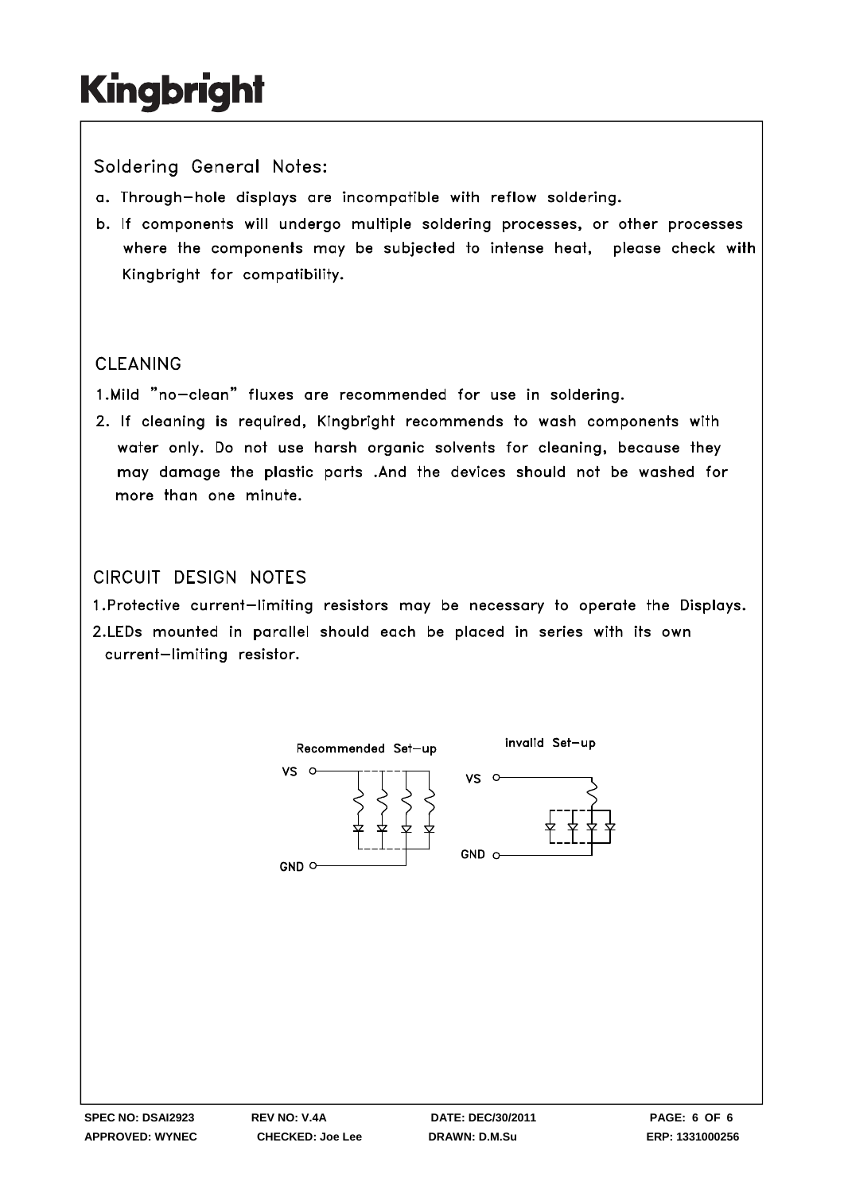## Soldering General Notes:

a. Through-hole displays are incompatible with reflow soldering.

b. If components will undergo multiple soldering processes, or other processes where the components may be subjected to intense heat, please check with Kingbright for compatibility.

## CLEANING

1. Mild "no-clean" fluxes are recommended for use in soldering.
2. If cleaning is required, Kingbright recommends to wash components with water only. Do not use harsh organic solvents for cleaning, because they may damage the plastic parts .And the devices should not be washed for more than one minute.

## CIRCUIT DESIGN NOTES

1. Protective current-limiting resistors may be necessary to operate the Displays.
2. LEDs mounted in parallel should each be placed in series with its own current-limiting resistor.

Recommended Set-up

VS

GND

invalid Set-up

VS

GND